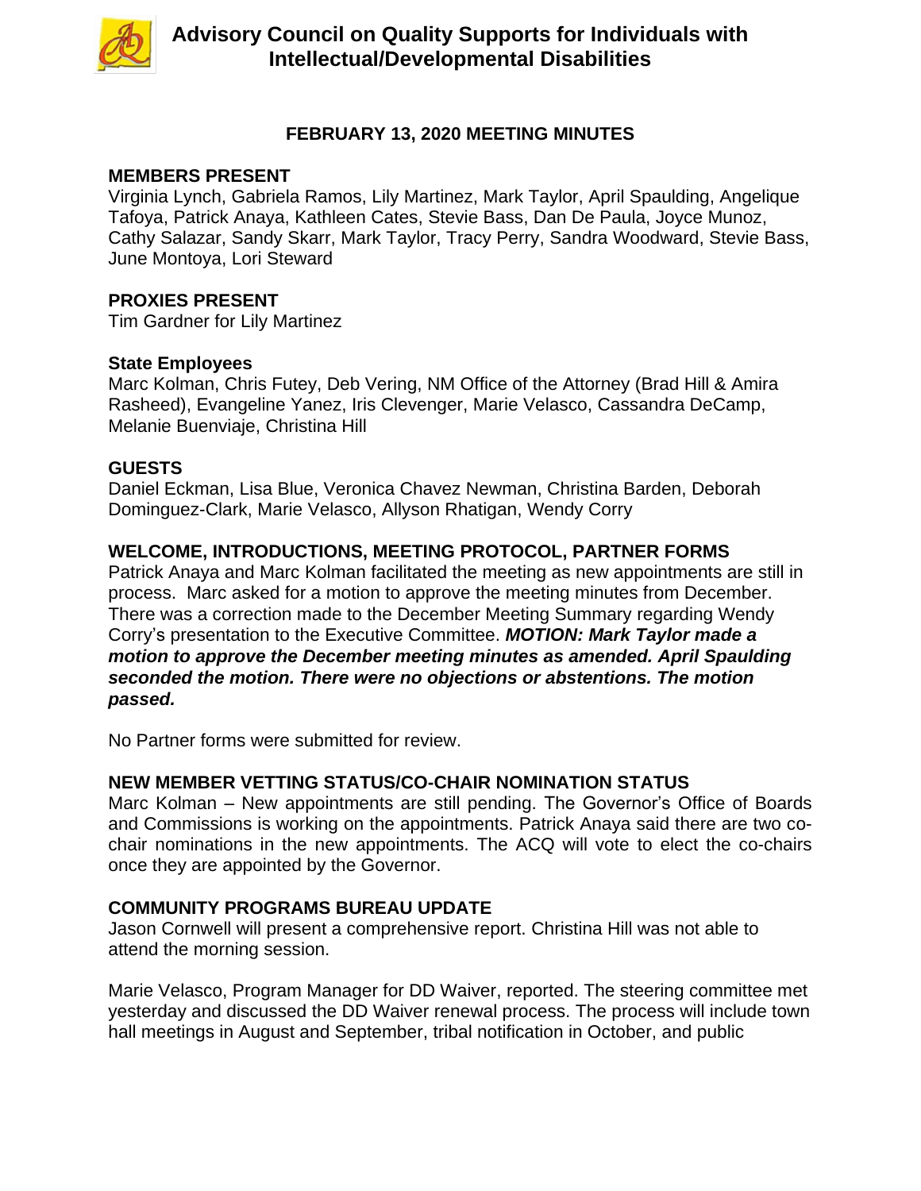# Advisory Council on Quality Supports for Individuals with Intellectual/Developmental Disabilities

## FEBRUARY 13, 2020 MEETING MINUTES

### MEMBERS PRESENT

Virginia Lynch, Gabriela Ramos, Lily Martinez, Mark Taylor, April Spaulding, Angelique Tafoya, Patrick Anaya, Kathleen Cates, Stevie Bass, Dan De Paula, Joyce Munoz, Cathy Salazar, Sandy Skarr, Mark Taylor, Tracy Perry, Sandra Woodward, Stevie Bass, June Montoya, Lori Steward

### PROXIES PRESENT

Tim Gardner for Lily Martinez

### State Employees

Marc Kolman, Chris Futey, Deb Vering, NM Office of the Attorney (Brad Hill & Amira Rasheed), Evangeline Yanez, Iris Clevenger, Marie Velasco, Cassandra DeCamp, Melanie Buenviaje, Christina Hill

### GUESTS

Daniel Eckman, Lisa Blue, Veronica Chavez Newman, Christina Barden, Deborah Dominguez-Clark, Marie Velasco, Allyson Rhatigan, Wendy Corry

### WELCOME, INTRODUCTIONS, MEETING PROTOCOL, PARTNER FORMS

Patrick Anaya and Marc Kolman facilitated the meeting as new appointments are still in process. Marc asked for a motion to approve the meeting minutes from December. There was a correction made to the December Meeting Summary regarding Wendy Corry's presentation to the Executive Committee. ***MOTION: Mark Taylor made a motion to approve the December meeting minutes as amended. April Spaulding seconded the motion. There were no objections or abstentions. The motion passed.***

No Partner forms were submitted for review.

### NEW MEMBER VETTING STATUS/CO-CHAIR NOMINATION STATUS

Marc Kolman – New appointments are still pending. The Governor's Office of Boards and Commissions is working on the appointments. Patrick Anaya said there are two co-chair nominations in the new appointments. The ACQ will vote to elect the co-chairs once they are appointed by the Governor.

### COMMUNITY PROGRAMS BUREAU UPDATE

Jason Cornwell will present a comprehensive report. Christina Hill was not able to attend the morning session.

Marie Velasco, Program Manager for DD Waiver, reported. The steering committee met yesterday and discussed the DD Waiver renewal process. The process will include town hall meetings in August and September, tribal notification in October, and public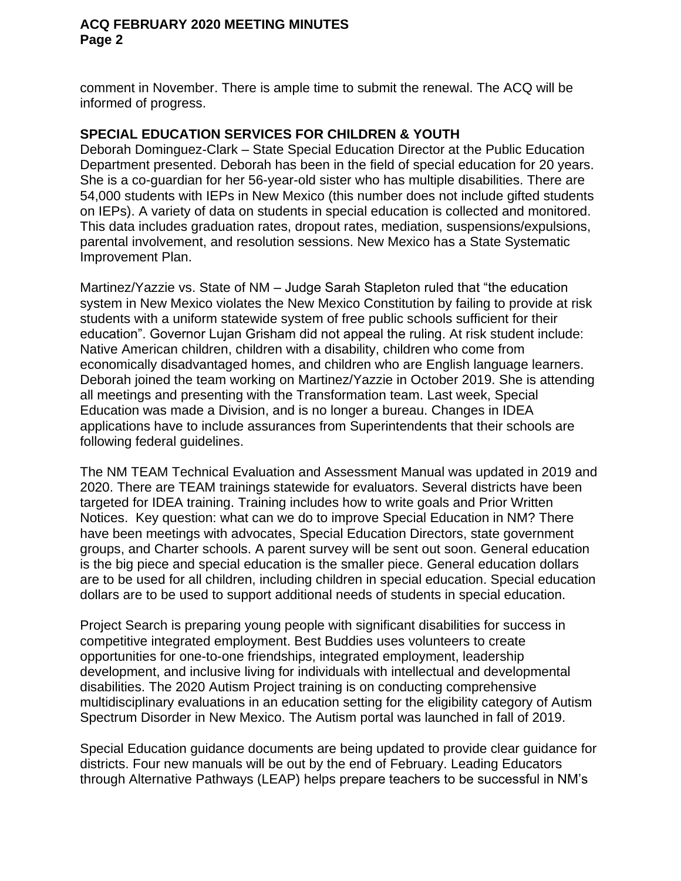comment in November. There is ample time to submit the renewal. The ACQ will be informed of progress.

**SPECIAL EDUCATION SERVICES FOR CHILDREN & YOUTH**

Deborah Dominguez-Clark – State Special Education Director at the Public Education Department presented. Deborah has been in the field of special education for 20 years. She is a co-guardian for her 56-year-old sister who has multiple disabilities. There are 54,000 students with IEPs in New Mexico (this number does not include gifted students on IEPs). A variety of data on students in special education is collected and monitored. This data includes graduation rates, dropout rates, mediation, suspensions/expulsions, parental involvement, and resolution sessions. New Mexico has a State Systematic Improvement Plan.

Martinez/Yazzie vs. State of NM – Judge Sarah Stapleton ruled that "the education system in New Mexico violates the New Mexico Constitution by failing to provide at risk students with a uniform statewide system of free public schools sufficient for their education". Governor Lujan Grisham did not appeal the ruling. At risk student include: Native American children, children with a disability, children who come from economically disadvantaged homes, and children who are English language learners. Deborah joined the team working on Martinez/Yazzie in October 2019. She is attending all meetings and presenting with the Transformation team. Last week, Special Education was made a Division, and is no longer a bureau. Changes in IDEA applications have to include assurances from Superintendents that their schools are following federal guidelines.

The NM TEAM Technical Evaluation and Assessment Manual was updated in 2019 and 2020. There are TEAM trainings statewide for evaluators. Several districts have been targeted for IDEA training. Training includes how to write goals and Prior Written Notices. Key question: what can we do to improve Special Education in NM? There have been meetings with advocates, Special Education Directors, state government groups, and Charter schools. A parent survey will be sent out soon. General education is the big piece and special education is the smaller piece. General education dollars are to be used for all children, including children in special education. Special education dollars are to be used to support additional needs of students in special education.

Project Search is preparing young people with significant disabilities for success in competitive integrated employment. Best Buddies uses volunteers to create opportunities for one-to-one friendships, integrated employment, leadership development, and inclusive living for individuals with intellectual and developmental disabilities. The 2020 Autism Project training is on conducting comprehensive multidisciplinary evaluations in an education setting for the eligibility category of Autism Spectrum Disorder in New Mexico. The Autism portal was launched in fall of 2019.

Special Education guidance documents are being updated to provide clear guidance for districts. Four new manuals will be out by the end of February. Leading Educators through Alternative Pathways (LEAP) helps prepare teachers to be successful in NM's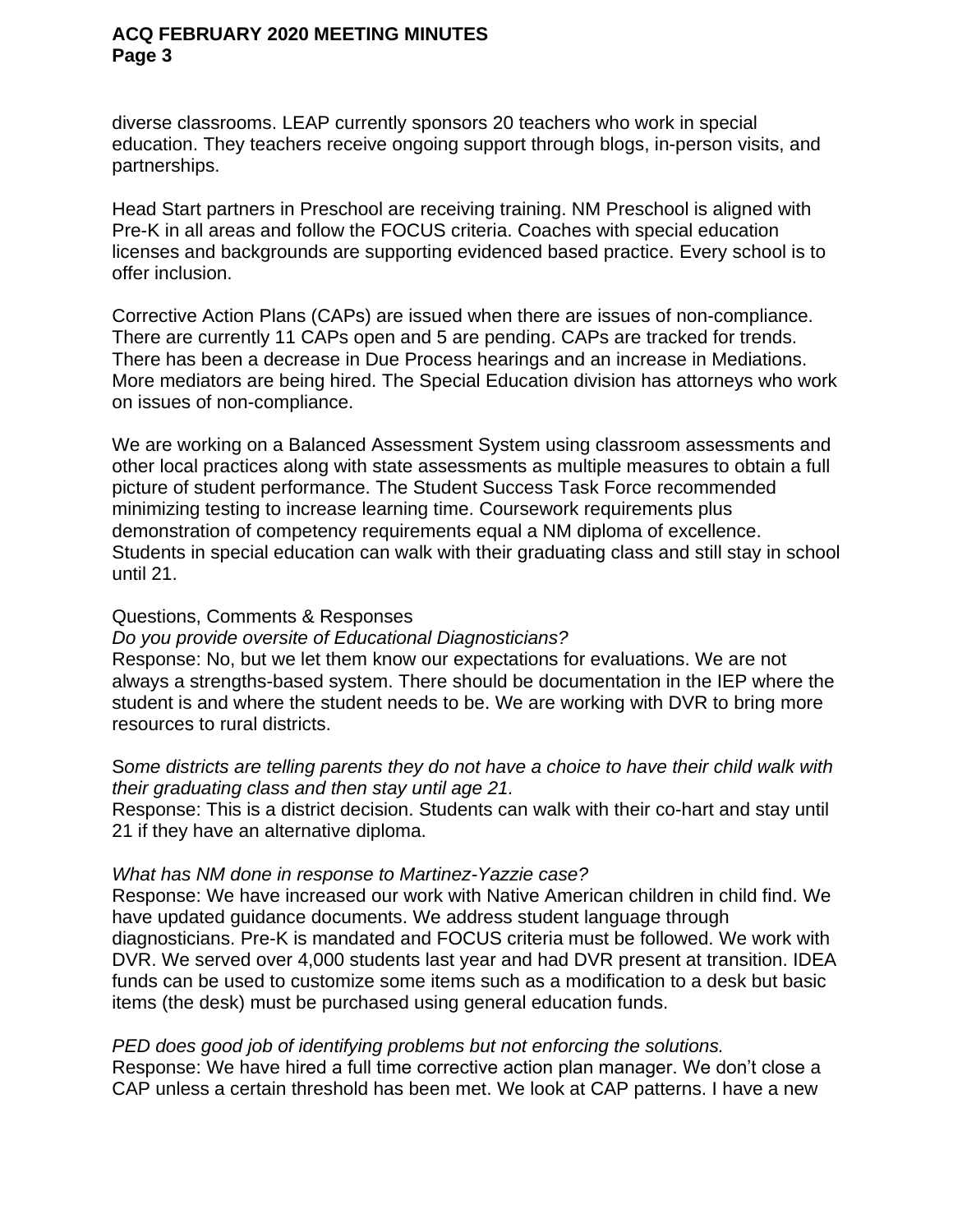diverse classrooms. LEAP currently sponsors 20 teachers who work in special education. They teachers receive ongoing support through blogs, in-person visits, and partnerships.

Head Start partners in Preschool are receiving training. NM Preschool is aligned with Pre-K in all areas and follow the FOCUS criteria. Coaches with special education licenses and backgrounds are supporting evidenced based practice. Every school is to offer inclusion.

Corrective Action Plans (CAPs) are issued when there are issues of non-compliance. There are currently 11 CAPs open and 5 are pending. CAPs are tracked for trends. There has been a decrease in Due Process hearings and an increase in Mediations. More mediators are being hired. The Special Education division has attorneys who work on issues of non-compliance.

We are working on a Balanced Assessment System using classroom assessments and other local practices along with state assessments as multiple measures to obtain a full picture of student performance. The Student Success Task Force recommended minimizing testing to increase learning time. Coursework requirements plus demonstration of competency requirements equal a NM diploma of excellence. Students in special education can walk with their graduating class and still stay in school until 21.

Questions, Comments & Responses

*Do you provide oversite of Educational Diagnosticians?*

Response: No, but we let them know our expectations for evaluations. We are not always a strengths-based system. There should be documentation in the IEP where the student is and where the student needs to be. We are working with DVR to bring more resources to rural districts.

*Some districts are telling parents they do not have a choice to have their child walk with their graduating class and then stay until age 21.*

Response: This is a district decision. Students can walk with their co-hart and stay until 21 if they have an alternative diploma.

*What has NM done in response to Martinez-Yazzie case?*

Response: We have increased our work with Native American children in child find. We have updated guidance documents. We address student language through diagnosticians. Pre-K is mandated and FOCUS criteria must be followed. We work with DVR. We served over 4,000 students last year and had DVR present at transition. IDEA funds can be used to customize some items such as a modification to a desk but basic items (the desk) must be purchased using general education funds.

*PED does good job of identifying problems but not enforcing the solutions.*

Response: We have hired a full time corrective action plan manager. We don't close a CAP unless a certain threshold has been met. We look at CAP patterns. I have a new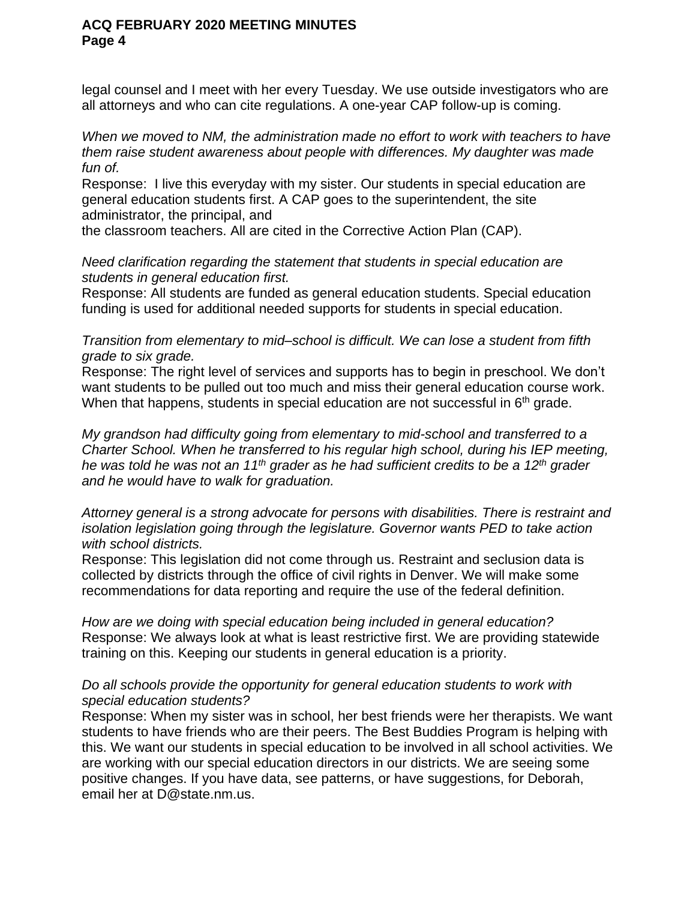legal counsel and I meet with her every Tuesday. We use outside investigators who are all attorneys and who can cite regulations. A one-year CAP follow-up is coming.

*When we moved to NM, the administration made no effort to work with teachers to have them raise student awareness about people with differences. My daughter was made fun of.*

Response: I live this everyday with my sister. Our students in special education are general education students first. A CAP goes to the superintendent, the site administrator, the principal, and the classroom teachers. All are cited in the Corrective Action Plan (CAP).

*Need clarification regarding the statement that students in special education are students in general education first.*

Response: All students are funded as general education students. Special education funding is used for additional needed supports for students in special education.

*Transition from elementary to mid–school is difficult. We can lose a student from fifth grade to six grade.*

Response: The right level of services and supports has to begin in preschool. We don't want students to be pulled out too much and miss their general education course work. When that happens, students in special education are not successful in 6th grade.

*My grandson had difficulty going from elementary to mid-school and transferred to a Charter School. When he transferred to his regular high school, during his IEP meeting, he was told he was not an 11th grader as he had sufficient credits to be a 12th grader and he would have to walk for graduation.*

*Attorney general is a strong advocate for persons with disabilities. There is restraint and isolation legislation going through the legislature. Governor wants PED to take action with school districts.*

Response: This legislation did not come through us. Restraint and seclusion data is collected by districts through the office of civil rights in Denver. We will make some recommendations for data reporting and require the use of the federal definition.

*How are we doing with special education being included in general education?*

Response: We always look at what is least restrictive first. We are providing statewide training on this. Keeping our students in general education is a priority.

*Do all schools provide the opportunity for general education students to work with special education students?*

Response: When my sister was in school, her best friends were her therapists. We want students to have friends who are their peers. The Best Buddies Program is helping with this. We want our students in special education to be involved in all school activities. We are working with our special education directors in our districts. We are seeing some positive changes. If you have data, see patterns, or have suggestions, for Deborah, email her at D@state.nm.us.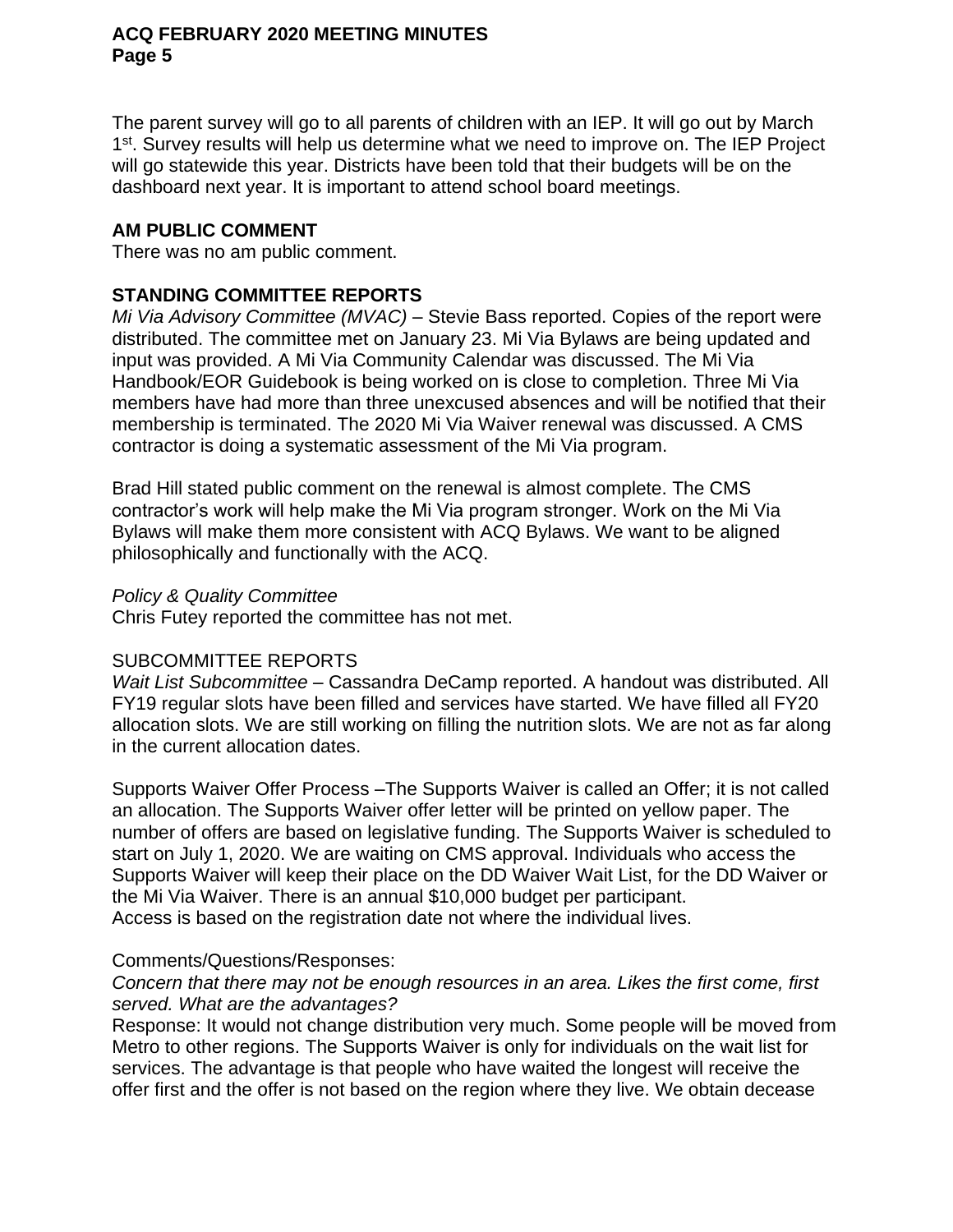The parent survey will go to all parents of children with an IEP. It will go out by March 1st. Survey results will help us determine what we need to improve on. The IEP Project will go statewide this year. Districts have been told that their budgets will be on the dashboard next year. It is important to attend school board meetings.

**AM PUBLIC COMMENT**

There was no am public comment.

**STANDING COMMITTEE REPORTS**

*Mi Via Advisory Committee (MVAC)* – Stevie Bass reported. Copies of the report were distributed. The committee met on January 23. Mi Via Bylaws are being updated and input was provided. A Mi Via Community Calendar was discussed. The Mi Via Handbook/EOR Guidebook is being worked on is close to completion. Three Mi Via members have had more than three unexcused absences and will be notified that their membership is terminated. The 2020 Mi Via Waiver renewal was discussed. A CMS contractor is doing a systematic assessment of the Mi Via program.

Brad Hill stated public comment on the renewal is almost complete. The CMS contractor's work will help make the Mi Via program stronger. Work on the Mi Via Bylaws will make them more consistent with ACQ Bylaws. We want to be aligned philosophically and functionally with the ACQ.

*Policy & Quality Committee*

Chris Futey reported the committee has not met.

SUBCOMMITTEE REPORTS

*Wait List Subcommittee* – Cassandra DeCamp reported. A handout was distributed. All FY19 regular slots have been filled and services have started. We have filled all FY20 allocation slots. We are still working on filling the nutrition slots. We are not as far along in the current allocation dates.

Supports Waiver Offer Process –The Supports Waiver is called an Offer; it is not called an allocation. The Supports Waiver offer letter will be printed on yellow paper. The number of offers are based on legislative funding. The Supports Waiver is scheduled to start on July 1, 2020. We are waiting on CMS approval. Individuals who access the Supports Waiver will keep their place on the DD Waiver Wait List, for the DD Waiver or the Mi Via Waiver. There is an annual $10,000 budget per participant.
Access is based on the registration date not where the individual lives.

Comments/Questions/Responses:

*Concern that there may not be enough resources in an area. Likes the first come, first served. What are the advantages?*

Response: It would not change distribution very much. Some people will be moved from Metro to other regions. The Supports Waiver is only for individuals on the wait list for services. The advantage is that people who have waited the longest will receive the offer first and the offer is not based on the region where they live. We obtain decease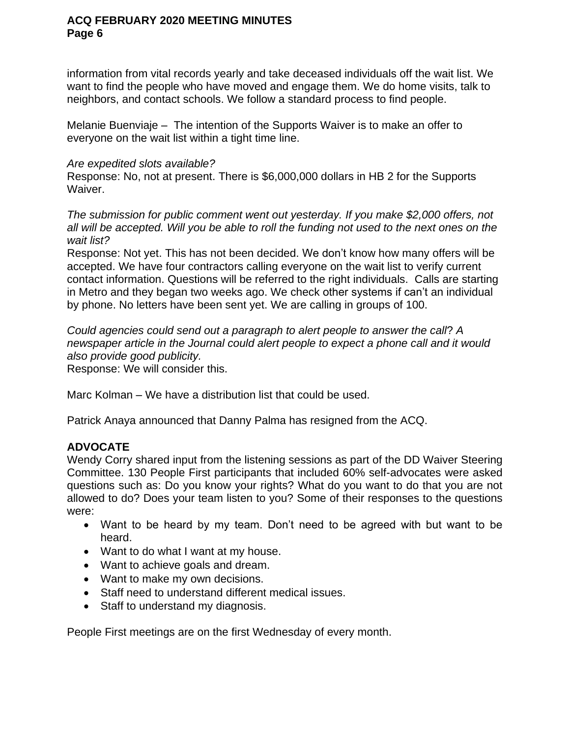information from vital records yearly and take deceased individuals off the wait list. We want to find the people who have moved and engage them. We do home visits, talk to neighbors, and contact schools. We follow a standard process to find people.

Melanie Buenviaje – The intention of the Supports Waiver is to make an offer to everyone on the wait list within a tight time line.

*Are expedited slots available?*
Response: No, not at present. There is $6,000,000 dollars in HB 2 for the Supports Waiver.

*The submission for public comment went out yesterday. If you make $2,000 offers, not all will be accepted. Will you be able to roll the funding not used to the next ones on the wait list?*
Response: Not yet. This has not been decided. We don't know how many offers will be accepted. We have four contractors calling everyone on the wait list to verify current contact information. Questions will be referred to the right individuals. Calls are starting in Metro and they began two weeks ago. We check other systems if can't an individual by phone. No letters have been sent yet. We are calling in groups of 100.

*Could agencies could send out a paragraph to alert people to answer the call? A newspaper article in the Journal could alert people to expect a phone call and it would also provide good publicity.*
Response: We will consider this.

Marc Kolman – We have a distribution list that could be used.

Patrick Anaya announced that Danny Palma has resigned from the ACQ.

## ADVOCATE

Wendy Corry shared input from the listening sessions as part of the DD Waiver Steering Committee. 130 People First participants that included 60% self-advocates were asked questions such as: Do you know your rights? What do you want to do that you are not allowed to do? Does your team listen to you? Some of their responses to the questions were:

- Want to be heard by my team. Don't need to be agreed with but want to be heard.
- Want to do what I want at my house.
- Want to achieve goals and dream.
- Want to make my own decisions.
- Staff need to understand different medical issues.
- Staff to understand my diagnosis.

People First meetings are on the first Wednesday of every month.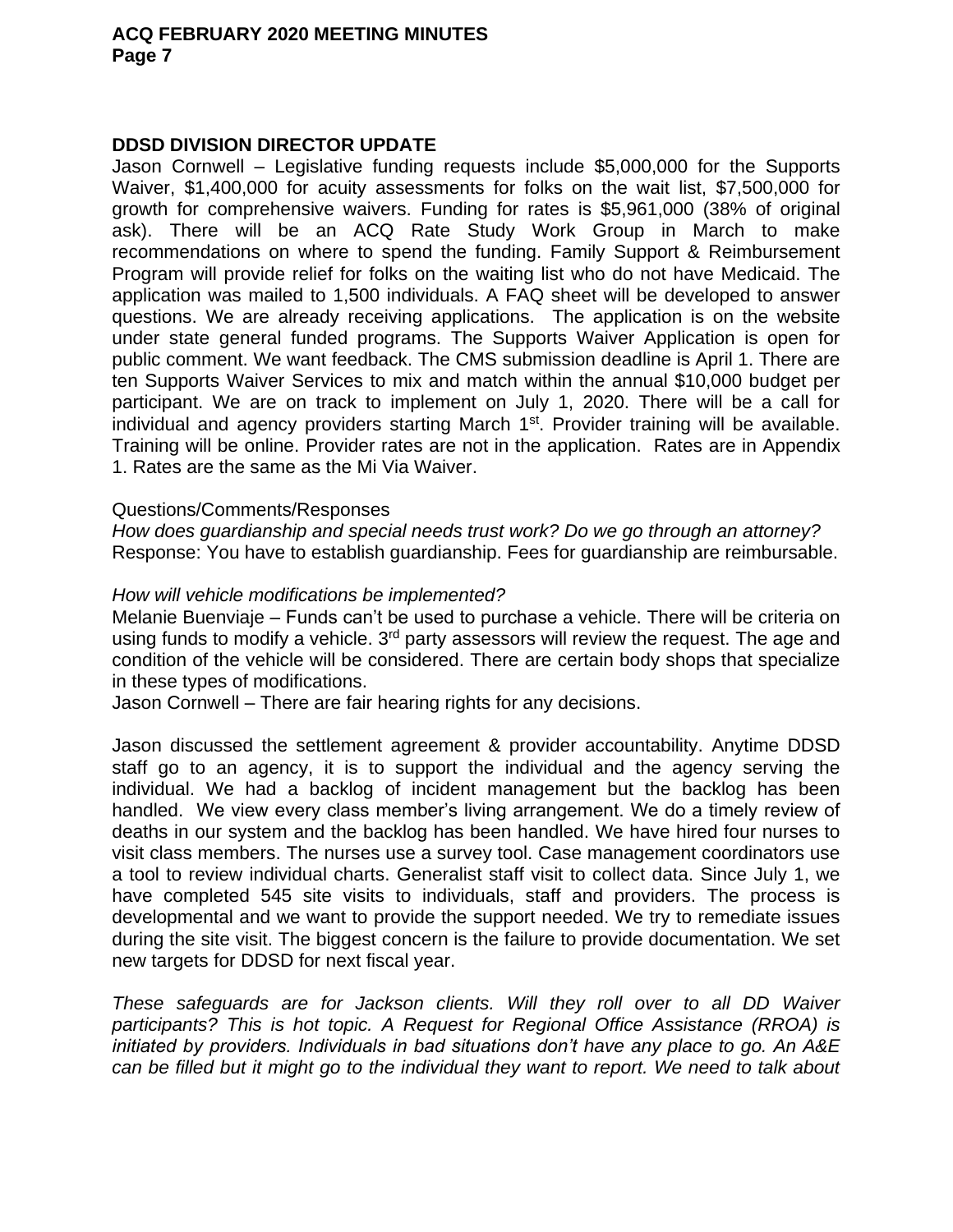## DDSD DIVISION DIRECTOR UPDATE

Jason Cornwell – Legislative funding requests include $5,000,000 for the Supports Waiver, $1,400,000 for acuity assessments for folks on the wait list, $7,500,000 for growth for comprehensive waivers. Funding for rates is $5,961,000 (38% of original ask). There will be an ACQ Rate Study Work Group in March to make recommendations on where to spend the funding. Family Support & Reimbursement Program will provide relief for folks on the waiting list who do not have Medicaid. The application was mailed to 1,500 individuals. A FAQ sheet will be developed to answer questions. We are already receiving applications. The application is on the website under state general funded programs. The Supports Waiver Application is open for public comment. We want feedback. The CMS submission deadline is April 1. There are ten Supports Waiver Services to mix and match within the annual $10,000 budget per participant. We are on track to implement on July 1, 2020. There will be a call for individual and agency providers starting March 1st. Provider training will be available. Training will be online. Provider rates are not in the application. Rates are in Appendix 1. Rates are the same as the Mi Via Waiver.

Questions/Comments/Responses

*How does guardianship and special needs trust work? Do we go through an attorney?*
Response: You have to establish guardianship. Fees for guardianship are reimbursable.

*How will vehicle modifications be implemented?*
Melanie Buenviaje – Funds can't be used to purchase a vehicle. There will be criteria on using funds to modify a vehicle. 3rd party assessors will review the request. The age and condition of the vehicle will be considered. There are certain body shops that specialize in these types of modifications.
Jason Cornwell – There are fair hearing rights for any decisions.

Jason discussed the settlement agreement & provider accountability. Anytime DDSD staff go to an agency, it is to support the individual and the agency serving the individual. We had a backlog of incident management but the backlog has been handled. We view every class member's living arrangement. We do a timely review of deaths in our system and the backlog has been handled. We have hired four nurses to visit class members. The nurses use a survey tool. Case management coordinators use a tool to review individual charts. Generalist staff visit to collect data. Since July 1, we have completed 545 site visits to individuals, staff and providers. The process is developmental and we want to provide the support needed. We try to remediate issues during the site visit. The biggest concern is the failure to provide documentation. We set new targets for DDSD for next fiscal year.

*These safeguards are for Jackson clients. Will they roll over to all DD Waiver participants? This is hot topic. A Request for Regional Office Assistance (RROA) is initiated by providers. Individuals in bad situations don't have any place to go. An A&E can be filled but it might go to the individual they want to report. We need to talk about*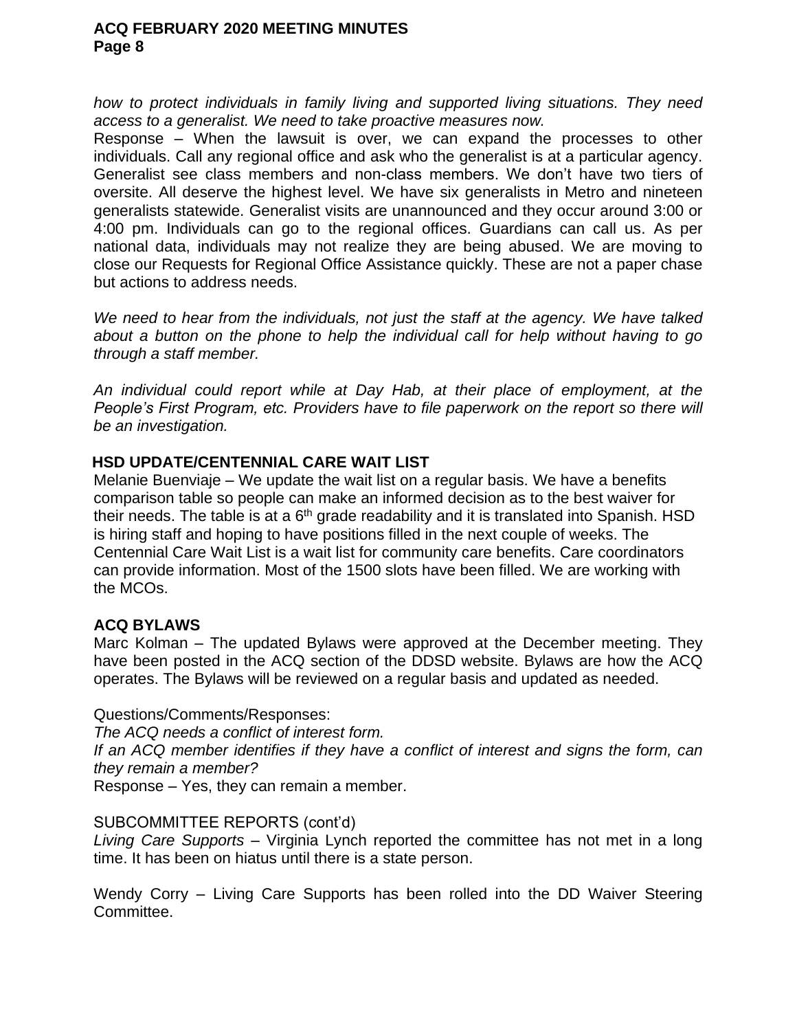*how to protect individuals in family living and supported living situations. They need access to a generalist. We need to take proactive measures now.*

Response – When the lawsuit is over, we can expand the processes to other individuals. Call any regional office and ask who the generalist is at a particular agency. Generalist see class members and non-class members. We don't have two tiers of oversite. All deserve the highest level. We have six generalists in Metro and nineteen generalists statewide. Generalist visits are unannounced and they occur around 3:00 or 4:00 pm. Individuals can go to the regional offices. Guardians can call us. As per national data, individuals may not realize they are being abused. We are moving to close our Requests for Regional Office Assistance quickly. These are not a paper chase but actions to address needs.

*We need to hear from the individuals, not just the staff at the agency. We have talked about a button on the phone to help the individual call for help without having to go through a staff member.*

*An individual could report while at Day Hab, at their place of employment, at the People's First Program, etc. Providers have to file paperwork on the report so there will be an investigation.*

**HSD UPDATE/CENTENNIAL CARE WAIT LIST**

Melanie Buenviaje – We update the wait list on a regular basis. We have a benefits comparison table so people can make an informed decision as to the best waiver for their needs. The table is at a 6th grade readability and it is translated into Spanish. HSD is hiring staff and hoping to have positions filled in the next couple of weeks. The Centennial Care Wait List is a wait list for community care benefits. Care coordinators can provide information. Most of the 1500 slots have been filled. We are working with the MCOs.

**ACQ BYLAWS**

Marc Kolman – The updated Bylaws were approved at the December meeting. They have been posted in the ACQ section of the DDSD website. Bylaws are how the ACQ operates. The Bylaws will be reviewed on a regular basis and updated as needed.

Questions/Comments/Responses:

*The ACQ needs a conflict of interest form.*

*If an ACQ member identifies if they have a conflict of interest and signs the form, can they remain a member?*

Response – Yes, they can remain a member.

SUBCOMMITTEE REPORTS (cont'd)

*Living Care Supports* – Virginia Lynch reported the committee has not met in a long time. It has been on hiatus until there is a state person.

Wendy Corry – Living Care Supports has been rolled into the DD Waiver Steering Committee.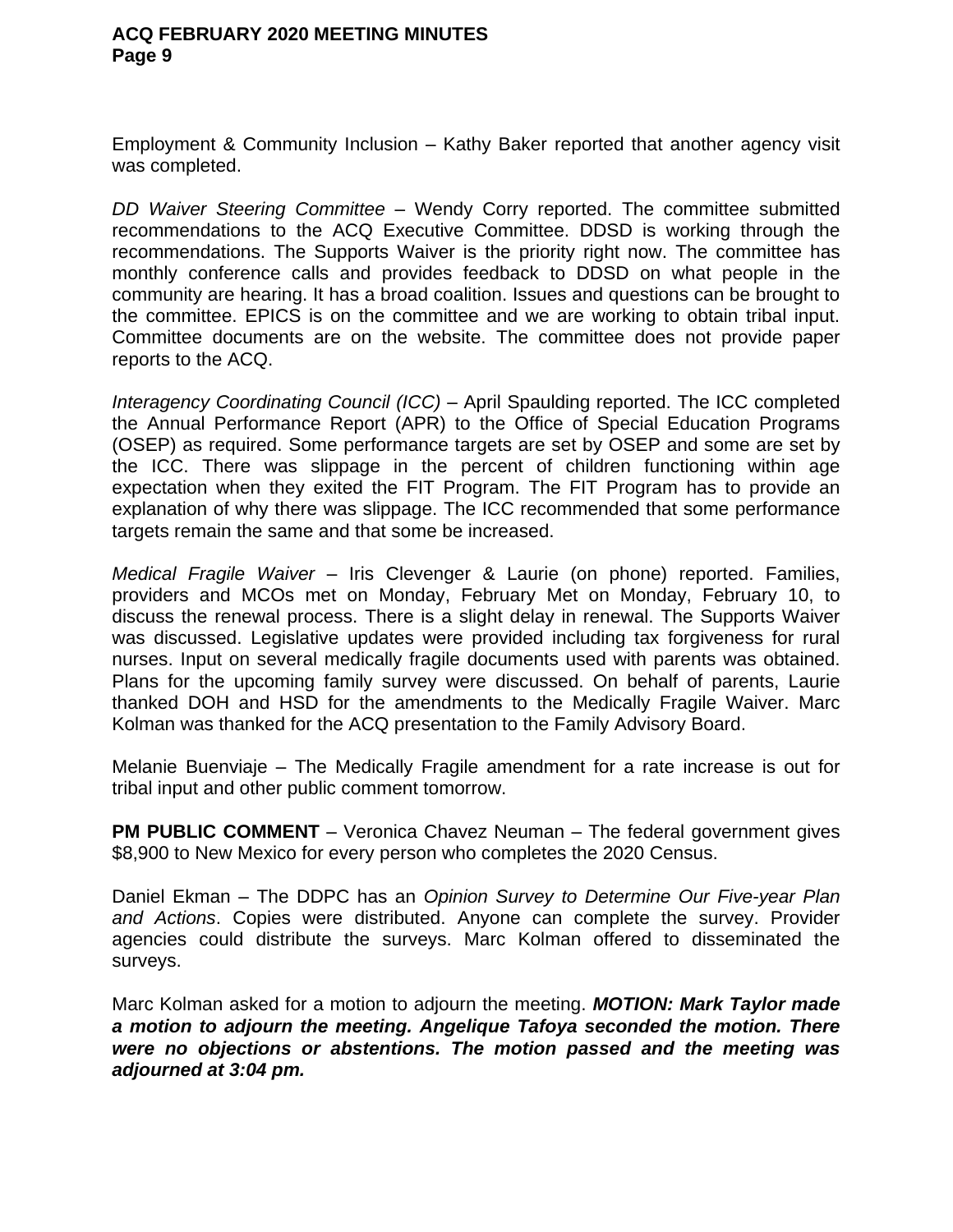Employment & Community Inclusion – Kathy Baker reported that another agency visit was completed.

*DD Waiver Steering Committee* – Wendy Corry reported. The committee submitted recommendations to the ACQ Executive Committee. DDSD is working through the recommendations. The Supports Waiver is the priority right now. The committee has monthly conference calls and provides feedback to DDSD on what people in the community are hearing. It has a broad coalition. Issues and questions can be brought to the committee. EPICS is on the committee and we are working to obtain tribal input. Committee documents are on the website. The committee does not provide paper reports to the ACQ.

*Interagency Coordinating Council (ICC)* – April Spaulding reported. The ICC completed the Annual Performance Report (APR) to the Office of Special Education Programs (OSEP) as required. Some performance targets are set by OSEP and some are set by the ICC. There was slippage in the percent of children functioning within age expectation when they exited the FIT Program. The FIT Program has to provide an explanation of why there was slippage. The ICC recommended that some performance targets remain the same and that some be increased.

*Medical Fragile Waiver* – Iris Clevenger & Laurie (on phone) reported. Families, providers and MCOs met on Monday, February Met on Monday, February 10, to discuss the renewal process. There is a slight delay in renewal. The Supports Waiver was discussed. Legislative updates were provided including tax forgiveness for rural nurses. Input on several medically fragile documents used with parents was obtained. Plans for the upcoming family survey were discussed. On behalf of parents, Laurie thanked DOH and HSD for the amendments to the Medically Fragile Waiver. Marc Kolman was thanked for the ACQ presentation to the Family Advisory Board.

Melanie Buenviaje – The Medically Fragile amendment for a rate increase is out for tribal input and other public comment tomorrow.

**PM PUBLIC COMMENT** – Veronica Chavez Neuman – The federal government gives $8,900 to New Mexico for every person who completes the 2020 Census.

Daniel Ekman – The DDPC has an *Opinion Survey to Determine Our Five-year Plan and Actions*. Copies were distributed. Anyone can complete the survey. Provider agencies could distribute the surveys. Marc Kolman offered to disseminated the surveys.

Marc Kolman asked for a motion to adjourn the meeting. ***MOTION: Mark Taylor made a motion to adjourn the meeting. Angelique Tafoya seconded the motion. There were no objections or abstentions. The motion passed and the meeting was adjourned at 3:04 pm.***